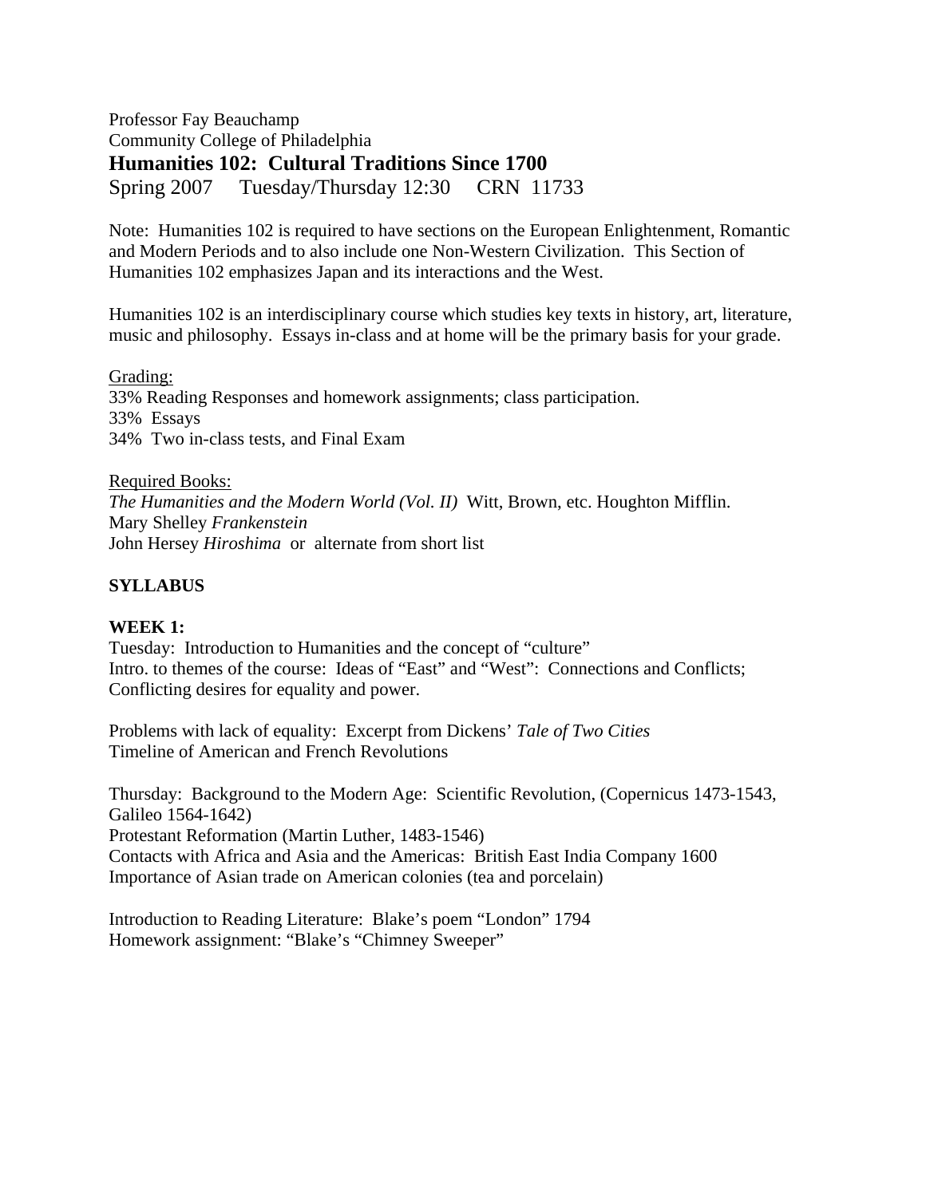Professor Fay Beauchamp
Community College of Philadelphia

## Humanities 102: Cultural Traditions Since 1700

Spring 2007 Tuesday/Thursday 12:30 CRN 11733

Note: Humanities 102 is required to have sections on the European Enlightenment, Romantic and Modern Periods and to also include one Non-Western Civilization. This Section of Humanities 102 emphasizes Japan and its interactions and the West.

Humanities 102 is an interdisciplinary course which studies key texts in history, art, literature, music and philosophy. Essays in-class and at home will be the primary basis for your grade.

Grading:
33% Reading Responses and homework assignments; class participation.
33% Essays
34% Two in-class tests, and Final Exam

Required Books:
*The Humanities and the Modern World (Vol. II)* Witt, Brown, etc. Houghton Mifflin.
Mary Shelley *Frankenstein*
John Hersey *Hiroshima* or alternate from short list

**SYLLABUS**

**WEEK 1:**
Tuesday: Introduction to Humanities and the concept of "culture"
Intro. to themes of the course: Ideas of "East" and "West": Connections and Conflicts; Conflicting desires for equality and power.

Problems with lack of equality: Excerpt from Dickens' *Tale of Two Cities*
Timeline of American and French Revolutions

Thursday: Background to the Modern Age: Scientific Revolution, (Copernicus 1473-1543, Galileo 1564-1642)
Protestant Reformation (Martin Luther, 1483-1546)
Contacts with Africa and Asia and the Americas: British East India Company 1600
Importance of Asian trade on American colonies (tea and porcelain)

Introduction to Reading Literature: Blake's poem "London" 1794
Homework assignment: "Blake's "Chimney Sweeper"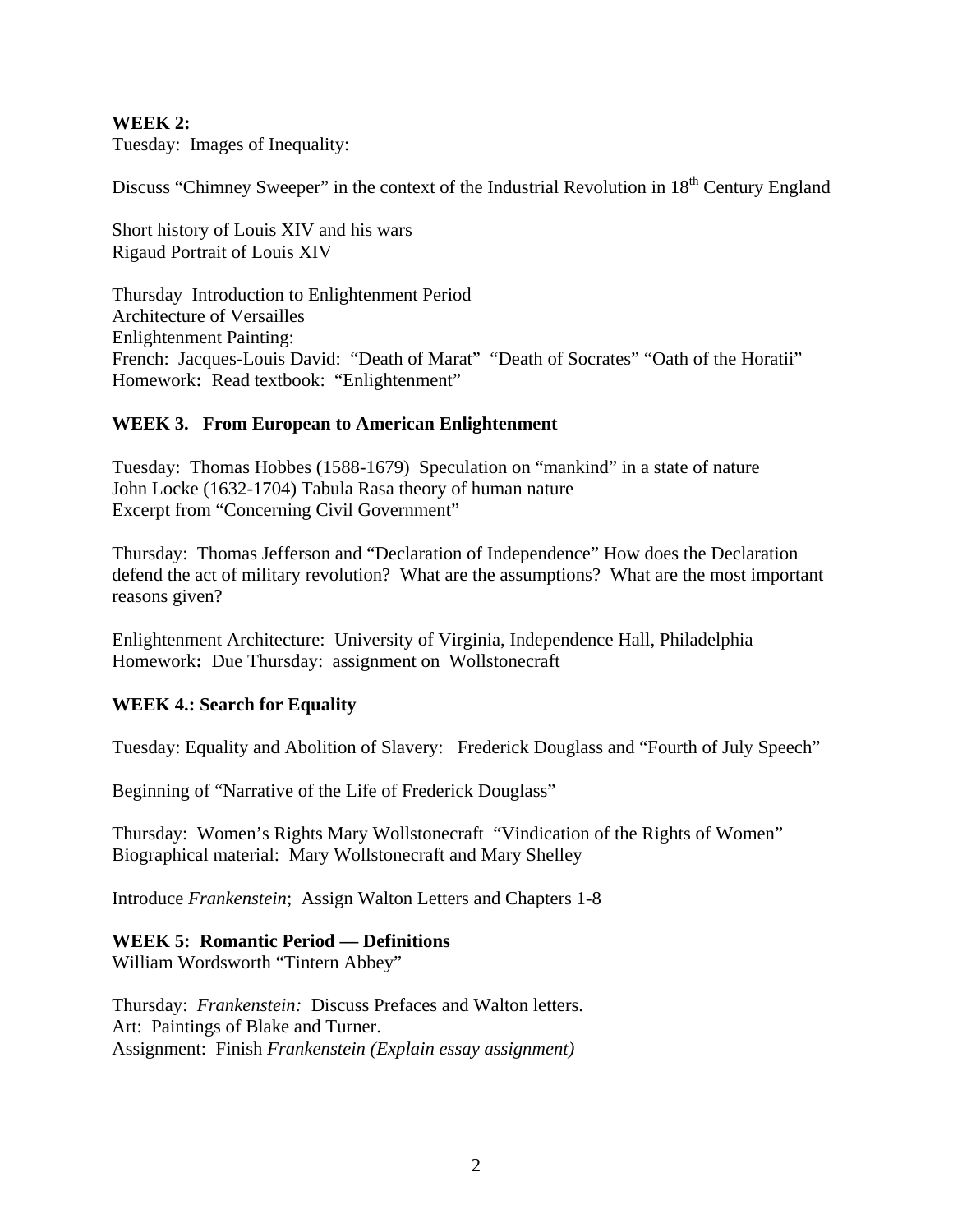**WEEK 2:**

Tuesday: Images of Inequality:

Discuss "Chimney Sweeper" in the context of the Industrial Revolution in 18th Century England

Short history of Louis XIV and his wars
Rigaud Portrait of Louis XIV

Thursday Introduction to Enlightenment Period
Architecture of Versailles
Enlightenment Painting:
French: Jacques-Louis David: "Death of Marat" "Death of Socrates" "Oath of the Horatii"
Homework**:** Read textbook: "Enlightenment"

**WEEK 3. From European to American Enlightenment**

Tuesday: Thomas Hobbes (1588-1679) Speculation on "mankind" in a state of nature
John Locke (1632-1704) Tabula Rasa theory of human nature
Excerpt from "Concerning Civil Government"

Thursday: Thomas Jefferson and "Declaration of Independence" How does the Declaration defend the act of military revolution? What are the assumptions? What are the most important reasons given?

Enlightenment Architecture: University of Virginia, Independence Hall, Philadelphia
Homework**:** Due Thursday: assignment on Wollstonecraft

**WEEK 4.: Search for Equality**

Tuesday: Equality and Abolition of Slavery: Frederick Douglass and "Fourth of July Speech"

Beginning of "Narrative of the Life of Frederick Douglass"

Thursday: Women's Rights Mary Wollstonecraft "Vindication of the Rights of Women"
Biographical material: Mary Wollstonecraft and Mary Shelley

Introduce *Frankenstein*; Assign Walton Letters and Chapters 1-8

**WEEK 5: Romantic Period — Definitions**
William Wordsworth "Tintern Abbey"

Thursday: *Frankenstein:* Discuss Prefaces and Walton letters.
Art: Paintings of Blake and Turner.
Assignment: Finish *Frankenstein (Explain essay assignment)*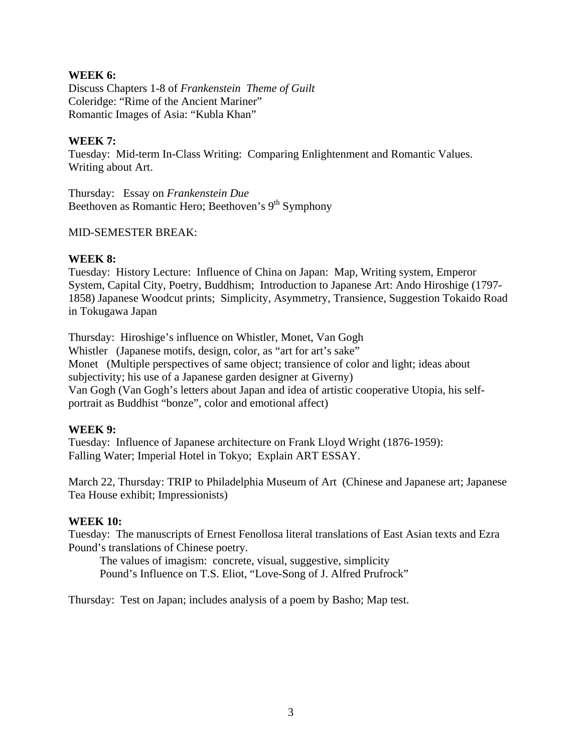**WEEK 6:**
Discuss Chapters 1-8 of *Frankenstein Theme of Guilt*
Coleridge: "Rime of the Ancient Mariner"
Romantic Images of Asia: "Kubla Khan"

**WEEK 7:**
Tuesday: Mid-term In-Class Writing: Comparing Enlightenment and Romantic Values. Writing about Art.

Thursday: Essay on *Frankenstein Due*
Beethoven as Romantic Hero; Beethoven's 9th Symphony

MID-SEMESTER BREAK:

**WEEK 8:**
Tuesday: History Lecture: Influence of China on Japan: Map, Writing system, Emperor System, Capital City, Poetry, Buddhism; Introduction to Japanese Art: Ando Hiroshige (1797-1858) Japanese Woodcut prints; Simplicity, Asymmetry, Transience, Suggestion Tokaido Road in Tokugawa Japan

Thursday: Hiroshige's influence on Whistler, Monet, Van Gogh
Whistler (Japanese motifs, design, color, as "art for art's sake"
Monet (Multiple perspectives of same object; transience of color and light; ideas about subjectivity; his use of a Japanese garden designer at Giverny)
Van Gogh (Van Gogh's letters about Japan and idea of artistic cooperative Utopia, his self-portrait as Buddhist "bonze", color and emotional affect)

**WEEK 9:**
Tuesday: Influence of Japanese architecture on Frank Lloyd Wright (1876-1959): Falling Water; Imperial Hotel in Tokyo; Explain ART ESSAY.

March 22, Thursday: TRIP to Philadelphia Museum of Art (Chinese and Japanese art; Japanese Tea House exhibit; Impressionists)

**WEEK 10:**
Tuesday: The manuscripts of Ernest Fenollosa literal translations of East Asian texts and Ezra Pound's translations of Chinese poetry.

The values of imagism: concrete, visual, suggestive, simplicity
Pound's Influence on T.S. Eliot, "Love-Song of J. Alfred Prufrock"

Thursday: Test on Japan; includes analysis of a poem by Basho; Map test.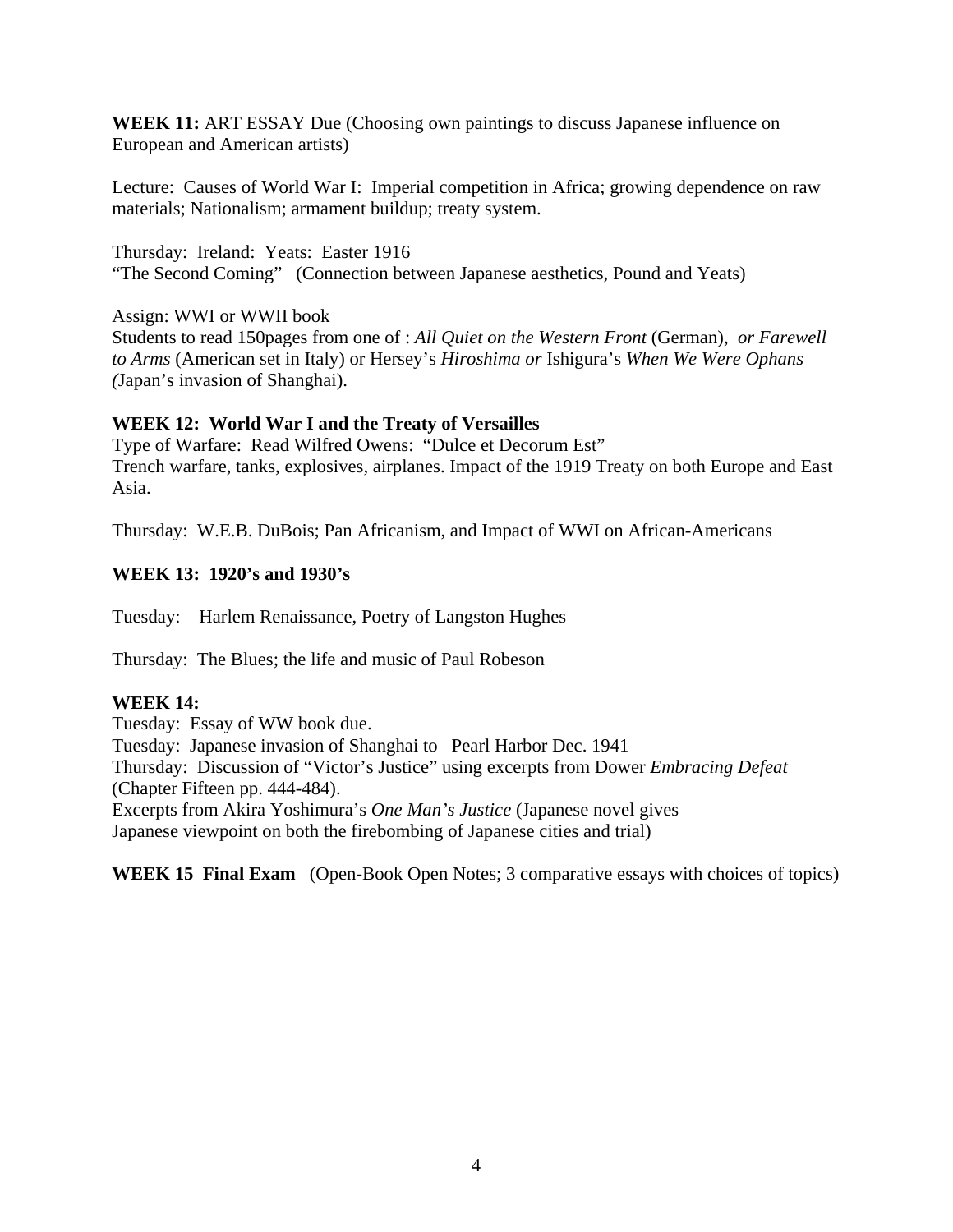**WEEK 11:** ART ESSAY Due (Choosing own paintings to discuss Japanese influence on European and American artists)

Lecture: Causes of World War I: Imperial competition in Africa; growing dependence on raw materials; Nationalism; armament buildup; treaty system.

Thursday: Ireland: Yeats: Easter 1916
"The Second Coming" (Connection between Japanese aesthetics, Pound and Yeats)

Assign: WWI or WWII book
Students to read 150pages from one of : *All Quiet on the Western Front* (German), *or Farewell to Arms* (American set in Italy) or Hersey's *Hiroshima or* Ishigura's *When We Were Ophans (*Japan's invasion of Shanghai).

**WEEK 12: World War I and the Treaty of Versailles**
Type of Warfare: Read Wilfred Owens: "Dulce et Decorum Est"
Trench warfare, tanks, explosives, airplanes. Impact of the 1919 Treaty on both Europe and East Asia.

Thursday: W.E.B. DuBois; Pan Africanism, and Impact of WWI on African-Americans

**WEEK 13: 1920's and 1930's**

Tuesday: Harlem Renaissance, Poetry of Langston Hughes

Thursday: The Blues; the life and music of Paul Robeson

**WEEK 14:**
Tuesday: Essay of WW book due.
Tuesday: Japanese invasion of Shanghai to Pearl Harbor Dec. 1941
Thursday: Discussion of "Victor's Justice" using excerpts from Dower *Embracing Defeat* (Chapter Fifteen pp. 444-484).
Excerpts from Akira Yoshimura's *One Man's Justice* (Japanese novel gives Japanese viewpoint on both the firebombing of Japanese cities and trial)

**WEEK 15 Final Exam** (Open-Book Open Notes; 3 comparative essays with choices of topics)